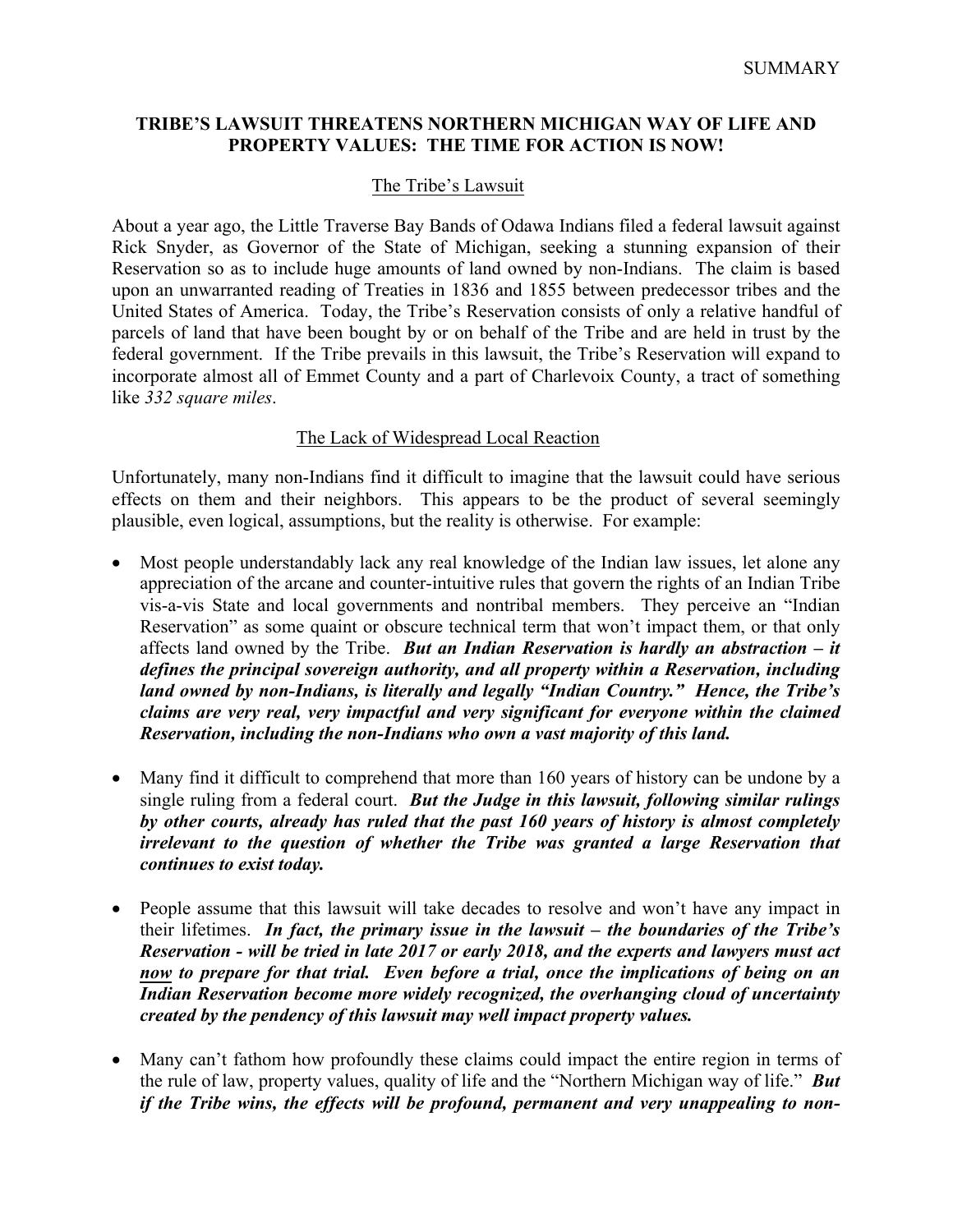SUMMARY

# TRIBE'S LAWSUIT THREATENS NORTHERN MICHIGAN WAY OF LIFE AND PROPERTY VALUES: THE TIME FOR ACTION IS NOW!

## The Tribe's Lawsuit

About a year ago, the Little Traverse Bay Bands of Odawa Indians filed a federal lawsuit against Rick Snyder, as Governor of the State of Michigan, seeking a stunning expansion of their Reservation so as to include huge amounts of land owned by non-Indians. The claim is based upon an unwarranted reading of Treaties in 1836 and 1855 between predecessor tribes and the United States of America. Today, the Tribe's Reservation consists of only a relative handful of parcels of land that have been bought by or on behalf of the Tribe and are held in trust by the federal government. If the Tribe prevails in this lawsuit, the Tribe's Reservation will expand to incorporate almost all of Emmet County and a part of Charlevoix County, a tract of something like *332 square miles*.

## The Lack of Widespread Local Reaction

Unfortunately, many non-Indians find it difficult to imagine that the lawsuit could have serious effects on them and their neighbors. This appears to be the product of several seemingly plausible, even logical, assumptions, but the reality is otherwise. For example:

- Most people understandably lack any real knowledge of the Indian law issues, let alone any appreciation of the arcane and counter-intuitive rules that govern the rights of an Indian Tribe vis-a-vis State and local governments and nontribal members. They perceive an "Indian Reservation" as some quaint or obscure technical term that won't impact them, or that only affects land owned by the Tribe. ***But an Indian Reservation is hardly an abstraction – it defines the principal sovereign authority, and all property within a Reservation, including land owned by non-Indians, is literally and legally "Indian Country." Hence, the Tribe's claims are very real, very impactful and very significant for everyone within the claimed Reservation, including the non-Indians who own a vast majority of this land.***

- Many find it difficult to comprehend that more than 160 years of history can be undone by a single ruling from a federal court. ***But the Judge in this lawsuit, following similar rulings by other courts, already has ruled that the past 160 years of history is almost completely irrelevant to the question of whether the Tribe was granted a large Reservation that continues to exist today.***

- People assume that this lawsuit will take decades to resolve and won't have any impact in their lifetimes. ***In fact, the primary issue in the lawsuit – the boundaries of the Tribe's Reservation - will be tried in late 2017 or early 2018, and the experts and lawyers must act <u>now</u> to prepare for that trial. Even before a trial, once the implications of being on an Indian Reservation become more widely recognized, the overhanging cloud of uncertainty created by the pendency of this lawsuit may well impact property values.***

- Many can't fathom how profoundly these claims could impact the entire region in terms of the rule of law, property values, quality of life and the "Northern Michigan way of life." ***But if the Tribe wins, the effects will be profound, permanent and very unappealing to non-***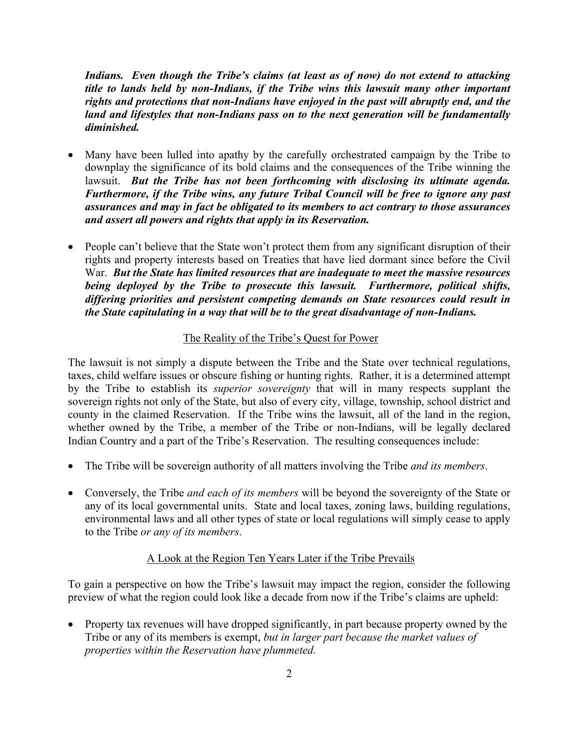***Indians. Even though the Tribe's claims (at least as of now) do not extend to attacking title to lands held by non-Indians, if the Tribe wins this lawsuit many other important rights and protections that non-Indians have enjoyed in the past will abruptly end, and the land and lifestyles that non-Indians pass on to the next generation will be fundamentally diminished.***

- Many have been lulled into apathy by the carefully orchestrated campaign by the Tribe to downplay the significance of its bold claims and the consequences of the Tribe winning the lawsuit. ***But the Tribe has not been forthcoming with disclosing its ultimate agenda. Furthermore, if the Tribe wins, any future Tribal Council will be free to ignore any past assurances and may in fact be obligated to its members to act contrary to those assurances and assert all powers and rights that apply in its Reservation.***

- People can't believe that the State won't protect them from any significant disruption of their rights and property interests based on Treaties that have lied dormant since before the Civil War. ***But the State has limited resources that are inadequate to meet the massive resources being deployed by the Tribe to prosecute this lawsuit. Furthermore, political shifts, differing priorities and persistent competing demands on State resources could result in the State capitulating in a way that will be to the great disadvantage of non-Indians.***

<u>The Reality of the Tribe's Quest for Power</u>

The lawsuit is not simply a dispute between the Tribe and the State over technical regulations, taxes, child welfare issues or obscure fishing or hunting rights. Rather, it is a determined attempt by the Tribe to establish its *superior sovereignty* that will in many respects supplant the sovereign rights not only of the State, but also of every city, village, township, school district and county in the claimed Reservation. If the Tribe wins the lawsuit, all of the land in the region, whether owned by the Tribe, a member of the Tribe or non-Indians, will be legally declared Indian Country and a part of the Tribe's Reservation. The resulting consequences include:

- The Tribe will be sovereign authority of all matters involving the Tribe *and its members*.

- Conversely, the Tribe *and each of its members* will be beyond the sovereignty of the State or any of its local governmental units. State and local taxes, zoning laws, building regulations, environmental laws and all other types of state or local regulations will simply cease to apply to the Tribe *or any of its members*.

<u>A Look at the Region Ten Years Later if the Tribe Prevails</u>

To gain a perspective on how the Tribe's lawsuit may impact the region, consider the following preview of what the region could look like a decade from now if the Tribe's claims are upheld:

- Property tax revenues will have dropped significantly, in part because property owned by the Tribe or any of its members is exempt, *but in larger part because the market values of properties within the Reservation have plummeted.*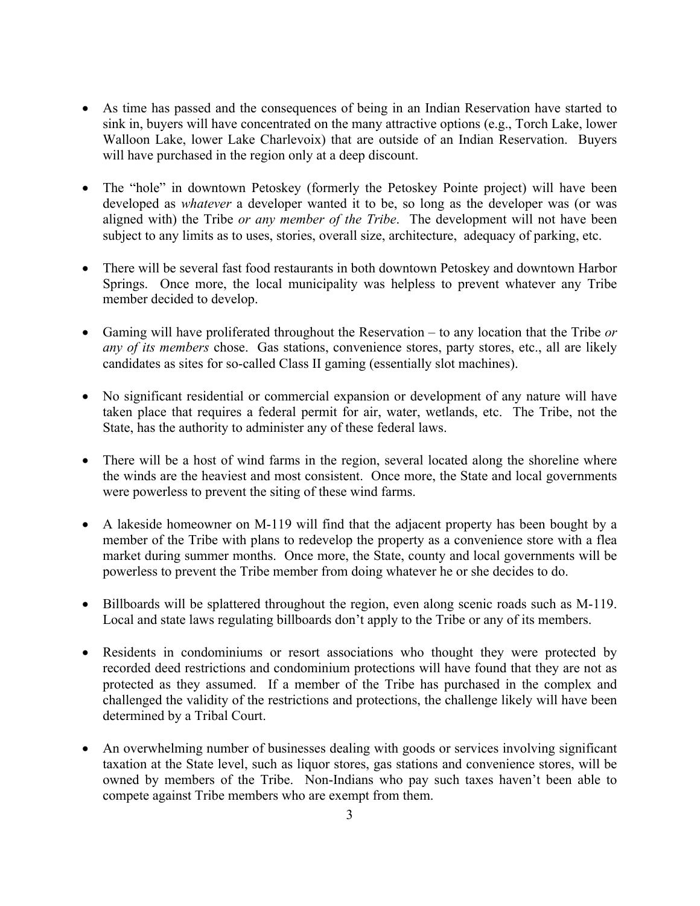- As time has passed and the consequences of being in an Indian Reservation have started to sink in, buyers will have concentrated on the many attractive options (e.g., Torch Lake, lower Walloon Lake, lower Lake Charlevoix) that are outside of an Indian Reservation. Buyers will have purchased in the region only at a deep discount.

- The "hole" in downtown Petoskey (formerly the Petoskey Pointe project) will have been developed as *whatever* a developer wanted it to be, so long as the developer was (or was aligned with) the Tribe *or any member of the Tribe*. The development will not have been subject to any limits as to uses, stories, overall size, architecture, adequacy of parking, etc.

- There will be several fast food restaurants in both downtown Petoskey and downtown Harbor Springs. Once more, the local municipality was helpless to prevent whatever any Tribe member decided to develop.

- Gaming will have proliferated throughout the Reservation – to any location that the Tribe *or any of its members* chose. Gas stations, convenience stores, party stores, etc., all are likely candidates as sites for so-called Class II gaming (essentially slot machines).

- No significant residential or commercial expansion or development of any nature will have taken place that requires a federal permit for air, water, wetlands, etc. The Tribe, not the State, has the authority to administer any of these federal laws.

- There will be a host of wind farms in the region, several located along the shoreline where the winds are the heaviest and most consistent. Once more, the State and local governments were powerless to prevent the siting of these wind farms.

- A lakeside homeowner on M-119 will find that the adjacent property has been bought by a member of the Tribe with plans to redevelop the property as a convenience store with a flea market during summer months. Once more, the State, county and local governments will be powerless to prevent the Tribe member from doing whatever he or she decides to do.

- Billboards will be splattered throughout the region, even along scenic roads such as M-119. Local and state laws regulating billboards don't apply to the Tribe or any of its members.

- Residents in condominiums or resort associations who thought they were protected by recorded deed restrictions and condominium protections will have found that they are not as protected as they assumed. If a member of the Tribe has purchased in the complex and challenged the validity of the restrictions and protections, the challenge likely will have been determined by a Tribal Court.

- An overwhelming number of businesses dealing with goods or services involving significant taxation at the State level, such as liquor stores, gas stations and convenience stores, will be owned by members of the Tribe. Non-Indians who pay such taxes haven't been able to compete against Tribe members who are exempt from them.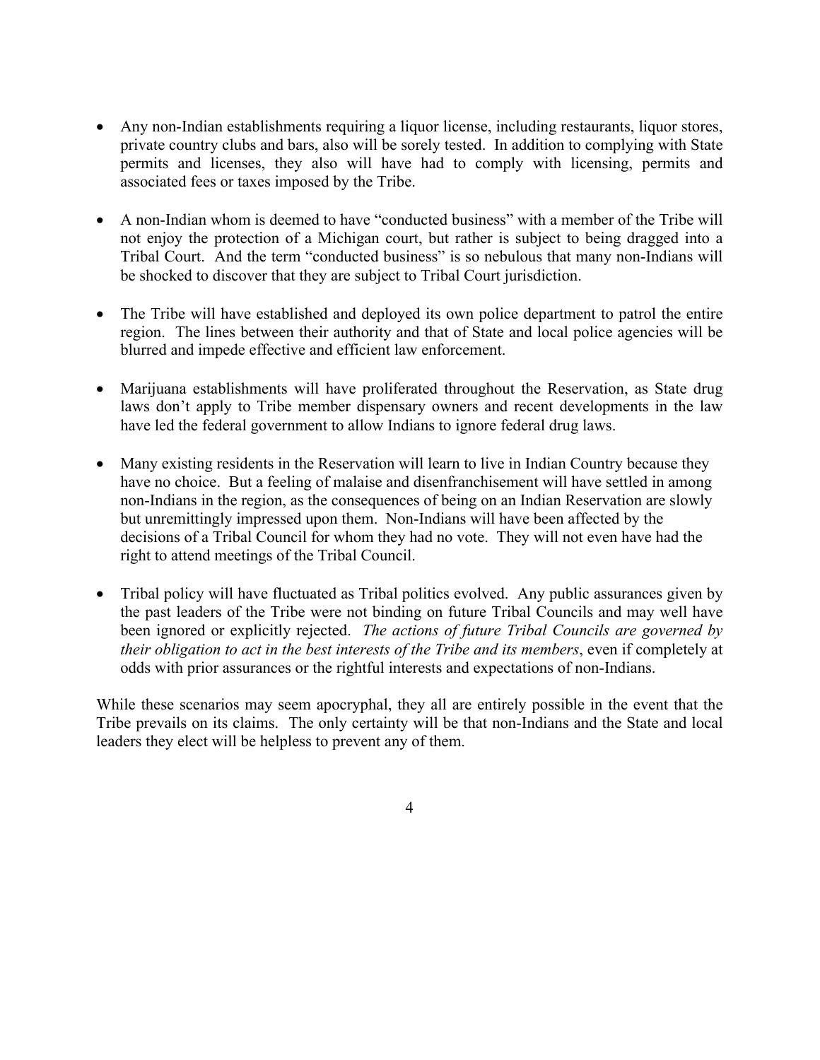- Any non-Indian establishments requiring a liquor license, including restaurants, liquor stores, private country clubs and bars, also will be sorely tested. In addition to complying with State permits and licenses, they also will have had to comply with licensing, permits and associated fees or taxes imposed by the Tribe.

- A non-Indian whom is deemed to have "conducted business" with a member of the Tribe will not enjoy the protection of a Michigan court, but rather is subject to being dragged into a Tribal Court. And the term "conducted business" is so nebulous that many non-Indians will be shocked to discover that they are subject to Tribal Court jurisdiction.

- The Tribe will have established and deployed its own police department to patrol the entire region. The lines between their authority and that of State and local police agencies will be blurred and impede effective and efficient law enforcement.

- Marijuana establishments will have proliferated throughout the Reservation, as State drug laws don't apply to Tribe member dispensary owners and recent developments in the law have led the federal government to allow Indians to ignore federal drug laws.

- Many existing residents in the Reservation will learn to live in Indian Country because they have no choice. But a feeling of malaise and disenfranchisement will have settled in among non-Indians in the region, as the consequences of being on an Indian Reservation are slowly but unremittingly impressed upon them. Non-Indians will have been affected by the decisions of a Tribal Council for whom they had no vote. They will not even have had the right to attend meetings of the Tribal Council.

- Tribal policy will have fluctuated as Tribal politics evolved. Any public assurances given by the past leaders of the Tribe were not binding on future Tribal Councils and may well have been ignored or explicitly rejected. *The actions of future Tribal Councils are governed by their obligation to act in the best interests of the Tribe and its members*, even if completely at odds with prior assurances or the rightful interests and expectations of non-Indians.

While these scenarios may seem apocryphal, they all are entirely possible in the event that the Tribe prevails on its claims. The only certainty will be that non-Indians and the State and local leaders they elect will be helpless to prevent any of them.